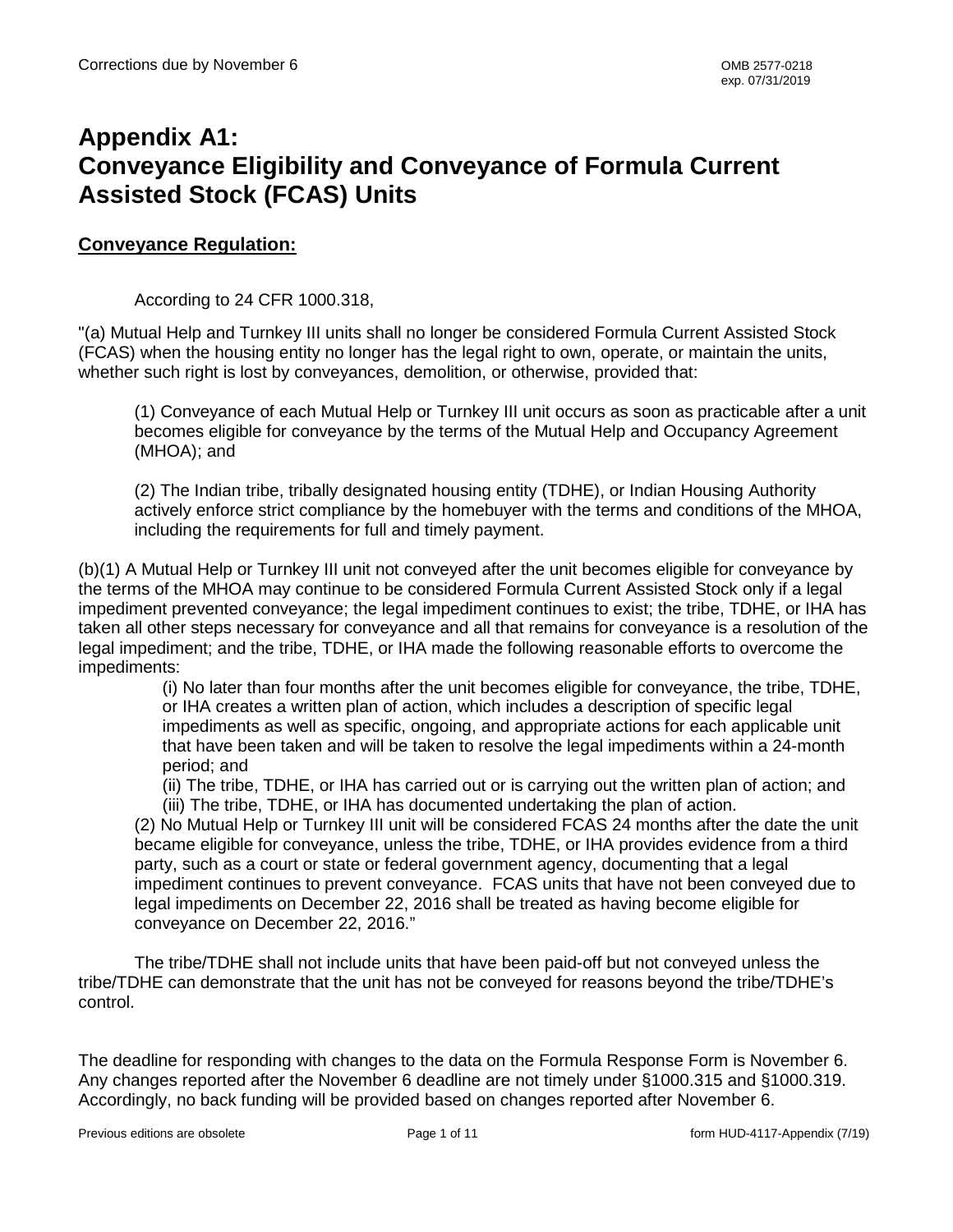# Appendix A1: Conveyance Eligibility and Conveyance of Formula Current Assisted Stock (FCAS) Units

## Conveyance Regulation:

According to 24 CFR 1000.318,

"(a) Mutual Help and Turnkey III units shall no longer be considered Formula Current Assisted Stock (FCAS) when the housing entity no longer has the legal right to own, operate, or maintain the units, whether such right is lost by conveyances, demolition, or otherwise, provided that:

(1) Conveyance of each Mutual Help or Turnkey III unit occurs as soon as practicable after a unit becomes eligible for conveyance by the terms of the Mutual Help and Occupancy Agreement (MHOA); and

(2) The Indian tribe, tribally designated housing entity (TDHE), or Indian Housing Authority actively enforce strict compliance by the homebuyer with the terms and conditions of the MHOA, including the requirements for full and timely payment.

(b)(1) A Mutual Help or Turnkey III unit not conveyed after the unit becomes eligible for conveyance by the terms of the MHOA may continue to be considered Formula Current Assisted Stock only if a legal impediment prevented conveyance; the legal impediment continues to exist; the tribe, TDHE, or IHA has taken all other steps necessary for conveyance and all that remains for conveyance is a resolution of the legal impediment; and the tribe, TDHE, or IHA made the following reasonable efforts to overcome the impediments:

(i) No later than four months after the unit becomes eligible for conveyance, the tribe, TDHE, or IHA creates a written plan of action, which includes a description of specific legal impediments as well as specific, ongoing, and appropriate actions for each applicable unit that have been taken and will be taken to resolve the legal impediments within a 24-month period; and

(ii) The tribe, TDHE, or IHA has carried out or is carrying out the written plan of action; and

(iii) The tribe, TDHE, or IHA has documented undertaking the plan of action.

(2) No Mutual Help or Turnkey III unit will be considered FCAS 24 months after the date the unit became eligible for conveyance, unless the tribe, TDHE, or IHA provides evidence from a third party, such as a court or state or federal government agency, documenting that a legal impediment continues to prevent conveyance. FCAS units that have not been conveyed due to legal impediments on December 22, 2016 shall be treated as having become eligible for conveyance on December 22, 2016."

The tribe/TDHE shall not include units that have been paid-off but not conveyed unless the tribe/TDHE can demonstrate that the unit has not be conveyed for reasons beyond the tribe/TDHE's control.

The deadline for responding with changes to the data on the Formula Response Form is November 6. Any changes reported after the November 6 deadline are not timely under §1000.315 and §1000.319. Accordingly, no back funding will be provided based on changes reported after November 6.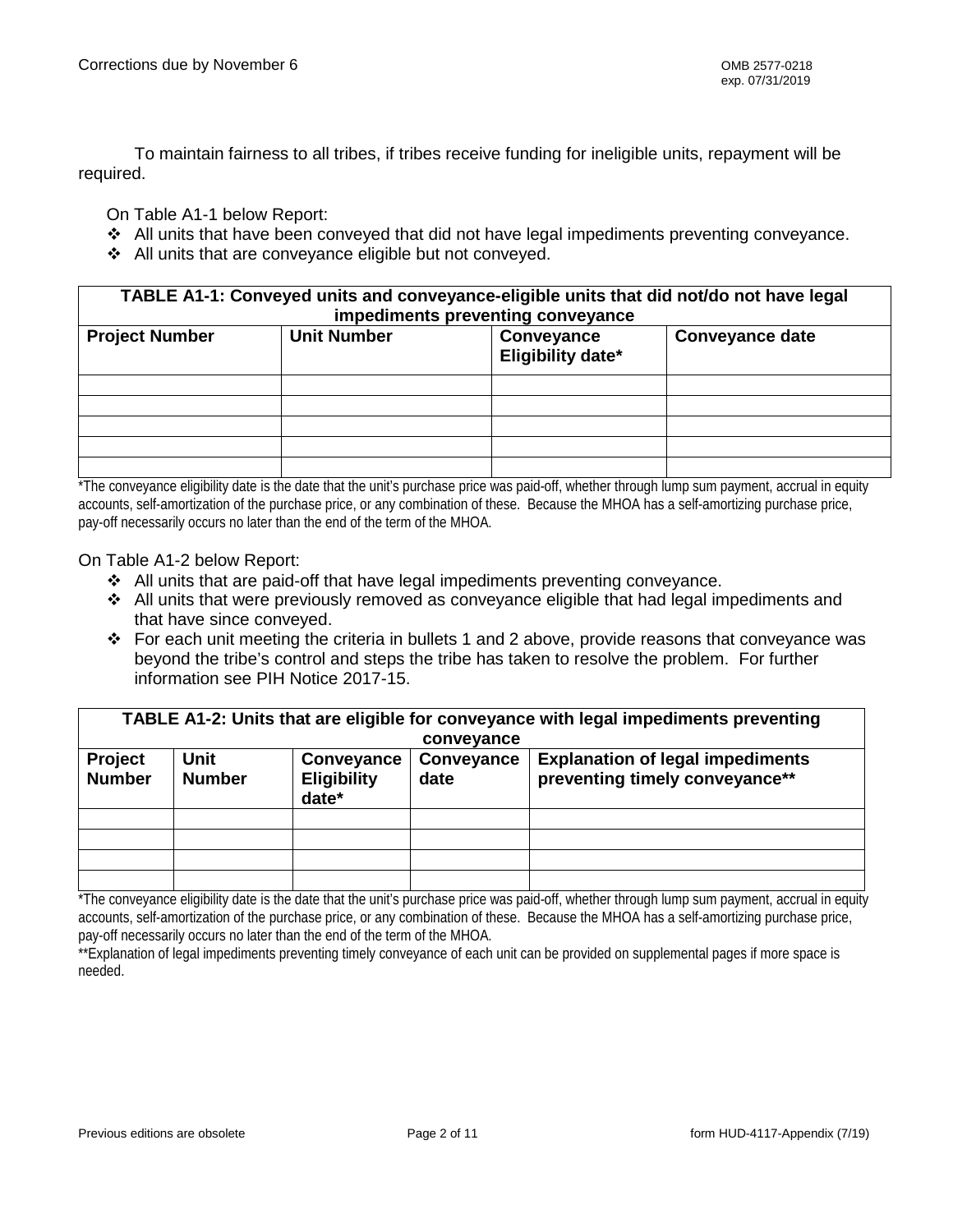To maintain fairness to all tribes, if tribes receive funding for ineligible units, repayment will be required.

On Table A1-1 below Report:

- All units that have been conveyed that did not have legal impediments preventing conveyance.
- All units that are conveyance eligible but not conveyed.

| **TABLE A1-1: Conveyed units and conveyance-eligible units that did not/do not have legal impediments preventing conveyance** | | | |
|---|---|---|---|
| **Project Number** | **Unit Number** | **Conveyance Eligibility date*** | **Conveyance date** |
| | | | |
| | | | |
| | | | |
| | | | |
| | | | |

*The conveyance eligibility date is the date that the unit's purchase price was paid-off, whether through lump sum payment, accrual in equity accounts, self-amortization of the purchase price, or any combination of these. Because the MHOA has a self-amortizing purchase price, pay-off necessarily occurs no later than the end of the term of the MHOA.

On Table A1-2 below Report:

- All units that are paid-off that have legal impediments preventing conveyance.
- All units that were previously removed as conveyance eligible that had legal impediments and that have since conveyed.
- For each unit meeting the criteria in bullets 1 and 2 above, provide reasons that conveyance was beyond the tribe's control and steps the tribe has taken to resolve the problem. For further information see PIH Notice 2017-15.

| **TABLE A1-2: Units that are eligible for conveyance with legal impediments preventing conveyance** | | | | |
|---|---|---|---|---|
| **Project Number** | **Unit Number** | **Conveyance Eligibility date*** | **Conveyance date** | **Explanation of legal impediments preventing timely conveyance**** |
| | | | | |
| | | | | |
| | | | | |
| | | | | |

*The conveyance eligibility date is the date that the unit's purchase price was paid-off, whether through lump sum payment, accrual in equity accounts, self-amortization of the purchase price, or any combination of these. Because the MHOA has a self-amortizing purchase price, pay-off necessarily occurs no later than the end of the term of the MHOA.

**Explanation of legal impediments preventing timely conveyance of each unit can be provided on supplemental pages if more space is needed.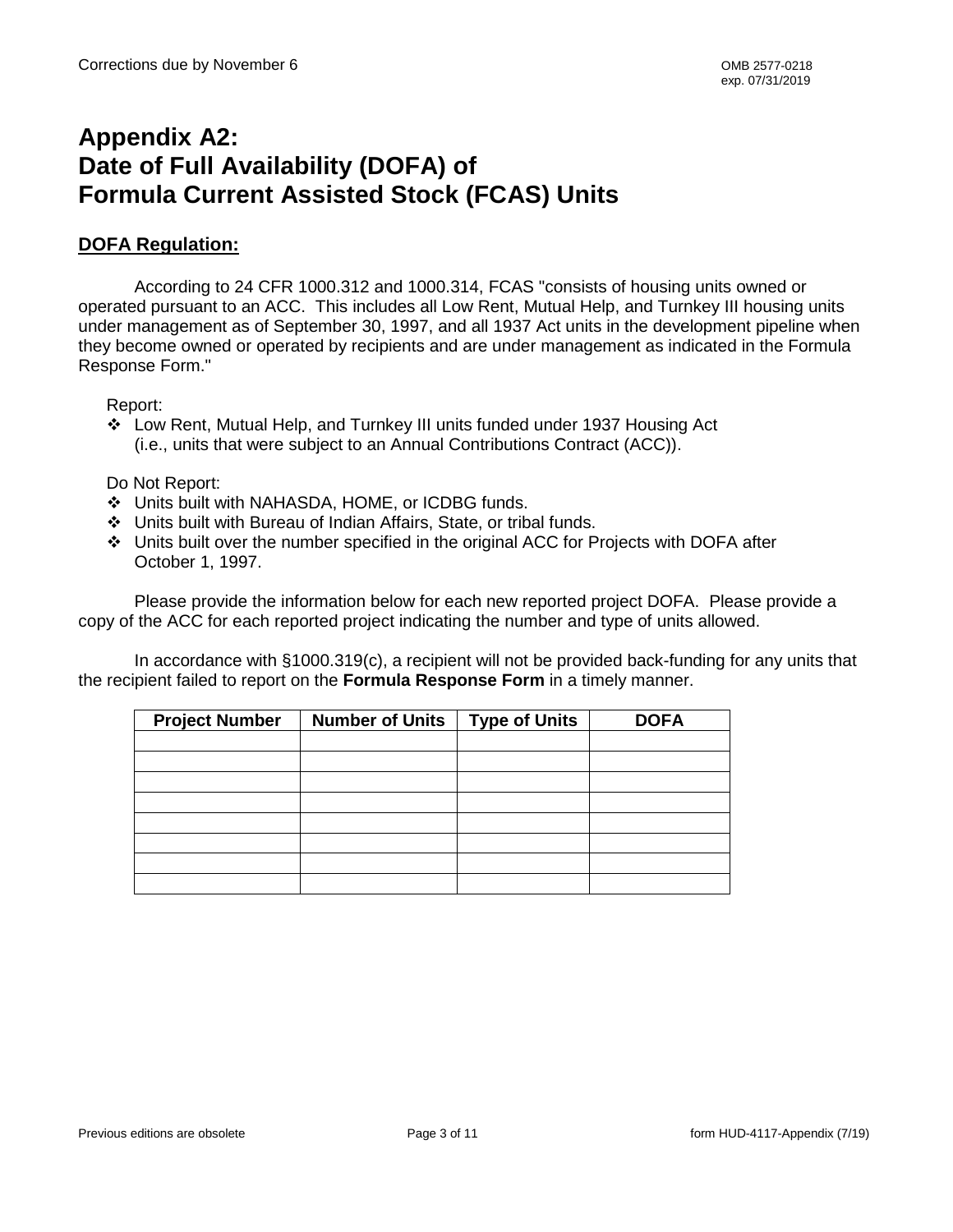# Appendix A2: Date of Full Availability (DOFA) of Formula Current Assisted Stock (FCAS) Units

## DOFA Regulation:

According to 24 CFR 1000.312 and 1000.314, FCAS "consists of housing units owned or operated pursuant to an ACC. This includes all Low Rent, Mutual Help, and Turnkey III housing units under management as of September 30, 1997, and all 1937 Act units in the development pipeline when they become owned or operated by recipients and are under management as indicated in the Formula Response Form."

Report:

- ❖ Low Rent, Mutual Help, and Turnkey III units funded under 1937 Housing Act (i.e., units that were subject to an Annual Contributions Contract (ACC)).

Do Not Report:

- ❖ Units built with NAHASDA, HOME, or ICDBG funds.
- ❖ Units built with Bureau of Indian Affairs, State, or tribal funds.
- ❖ Units built over the number specified in the original ACC for Projects with DOFA after October 1, 1997.

Please provide the information below for each new reported project DOFA. Please provide a copy of the ACC for each reported project indicating the number and type of units allowed.

In accordance with §1000.319(c), a recipient will not be provided back-funding for any units that the recipient failed to report on the **Formula Response Form** in a timely manner.

| Project Number | Number of Units | Type of Units | DOFA |
|---|---|---|---|
| | | | |
| | | | |
| | | | |
| | | | |
| | | | |
| | | | |
| | | | |
| | | | |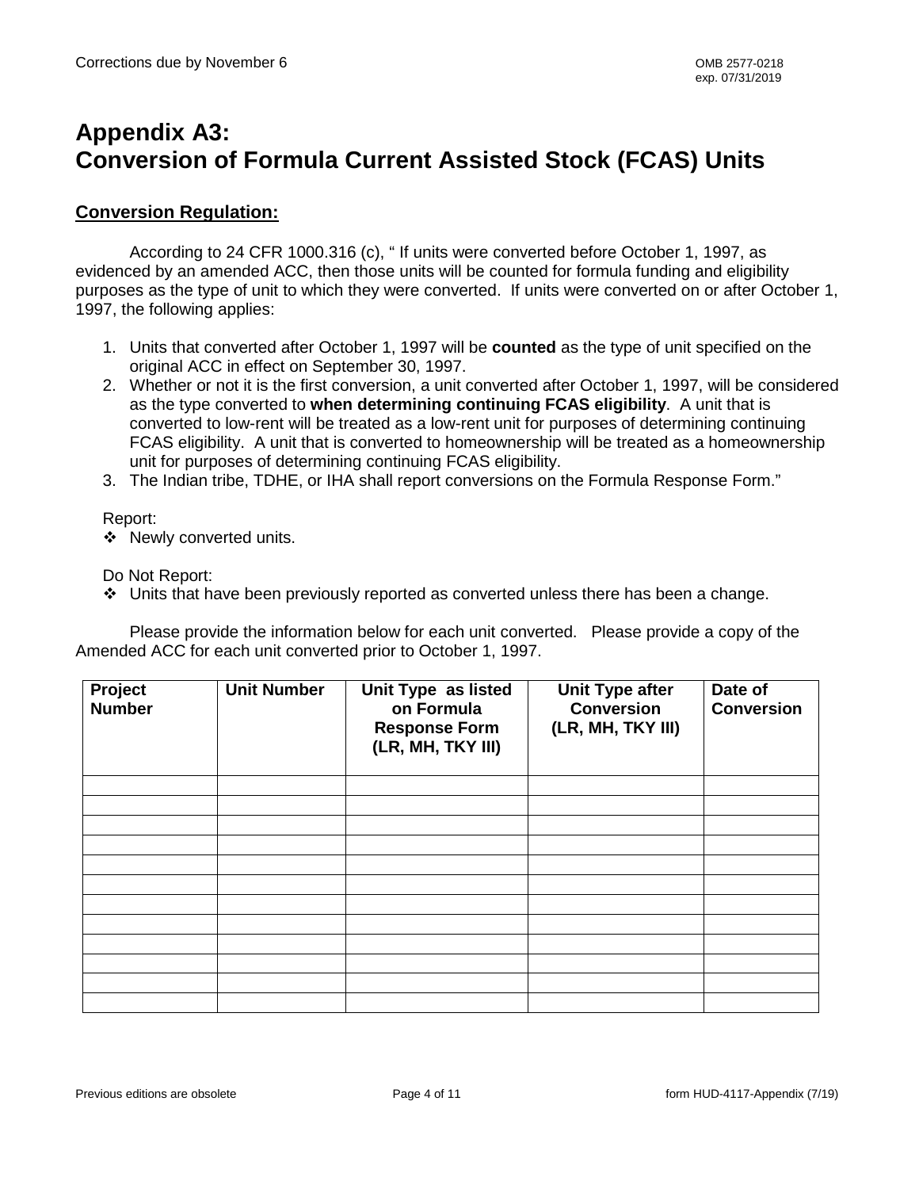# Appendix A3: Conversion of Formula Current Assisted Stock (FCAS) Units

## Conversion Regulation:

According to 24 CFR 1000.316 (c), " If units were converted before October 1, 1997, as evidenced by an amended ACC, then those units will be counted for formula funding and eligibility purposes as the type of unit to which they were converted. If units were converted on or after October 1, 1997, the following applies:

1. Units that converted after October 1, 1997 will be **counted** as the type of unit specified on the original ACC in effect on September 30, 1997.
2. Whether or not it is the first conversion, a unit converted after October 1, 1997, will be considered as the type converted to **when determining continuing FCAS eligibility**. A unit that is converted to low-rent will be treated as a low-rent unit for purposes of determining continuing FCAS eligibility. A unit that is converted to homeownership will be treated as a homeownership unit for purposes of determining continuing FCAS eligibility.
3. The Indian tribe, TDHE, or IHA shall report conversions on the Formula Response Form."

Report:

- ❖ Newly converted units.

Do Not Report:

- ❖ Units that have been previously reported as converted unless there has been a change.

Please provide the information below for each unit converted. Please provide a copy of the Amended ACC for each unit converted prior to October 1, 1997.

| Project Number | Unit Number | Unit Type as listed on Formula Response Form (LR, MH, TKY III) | Unit Type after Conversion (LR, MH, TKY III) | Date of Conversion |
|---|---|---|---|---|
| | | | | |
| | | | | |
| | | | | |
| | | | | |
| | | | | |
| | | | | |
| | | | | |
| | | | | |
| | | | | |
| | | | | |
| | | | | |
| | | | | |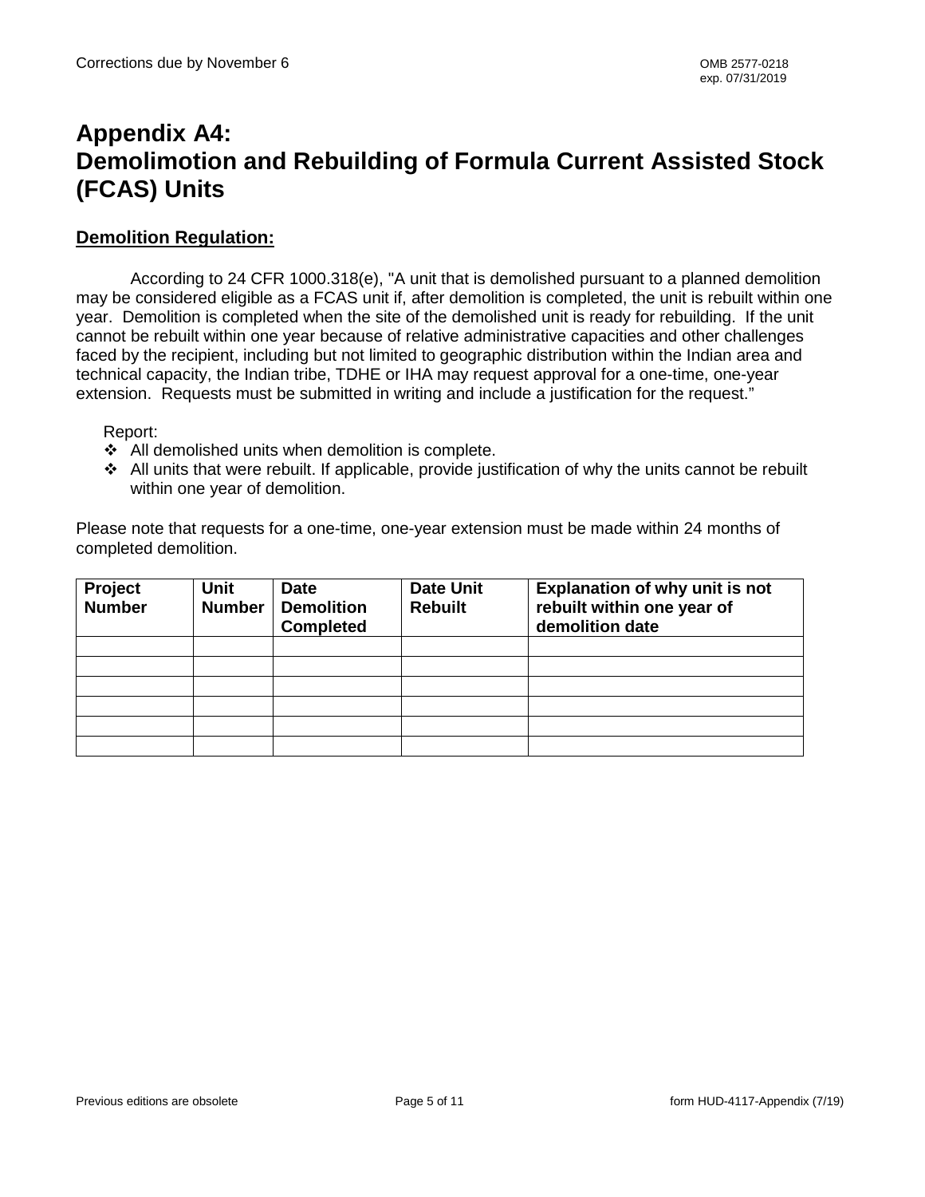# Appendix A4:
# Demolimotion and Rebuilding of Formula Current Assisted Stock (FCAS) Units

## Demolition Regulation:

According to 24 CFR 1000.318(e), "A unit that is demolished pursuant to a planned demolition may be considered eligible as a FCAS unit if, after demolition is completed, the unit is rebuilt within one year. Demolition is completed when the site of the demolished unit is ready for rebuilding. If the unit cannot be rebuilt within one year because of relative administrative capacities and other challenges faced by the recipient, including but not limited to geographic distribution within the Indian area and technical capacity, the Indian tribe, TDHE or IHA may request approval for a one-time, one-year extension. Requests must be submitted in writing and include a justification for the request."

Report:

- All demolished units when demolition is complete.
- All units that were rebuilt. If applicable, provide justification of why the units cannot be rebuilt within one year of demolition.

Please note that requests for a one-time, one-year extension must be made within 24 months of completed demolition.

| Project Number | Unit Number | Date Demolition Completed | Date Unit Rebuilt | Explanation of why unit is not rebuilt within one year of demolition date |
|---|---|---|---|---|
| | | | | |
| | | | | |
| | | | | |
| | | | | |
| | | | | |
| | | | | |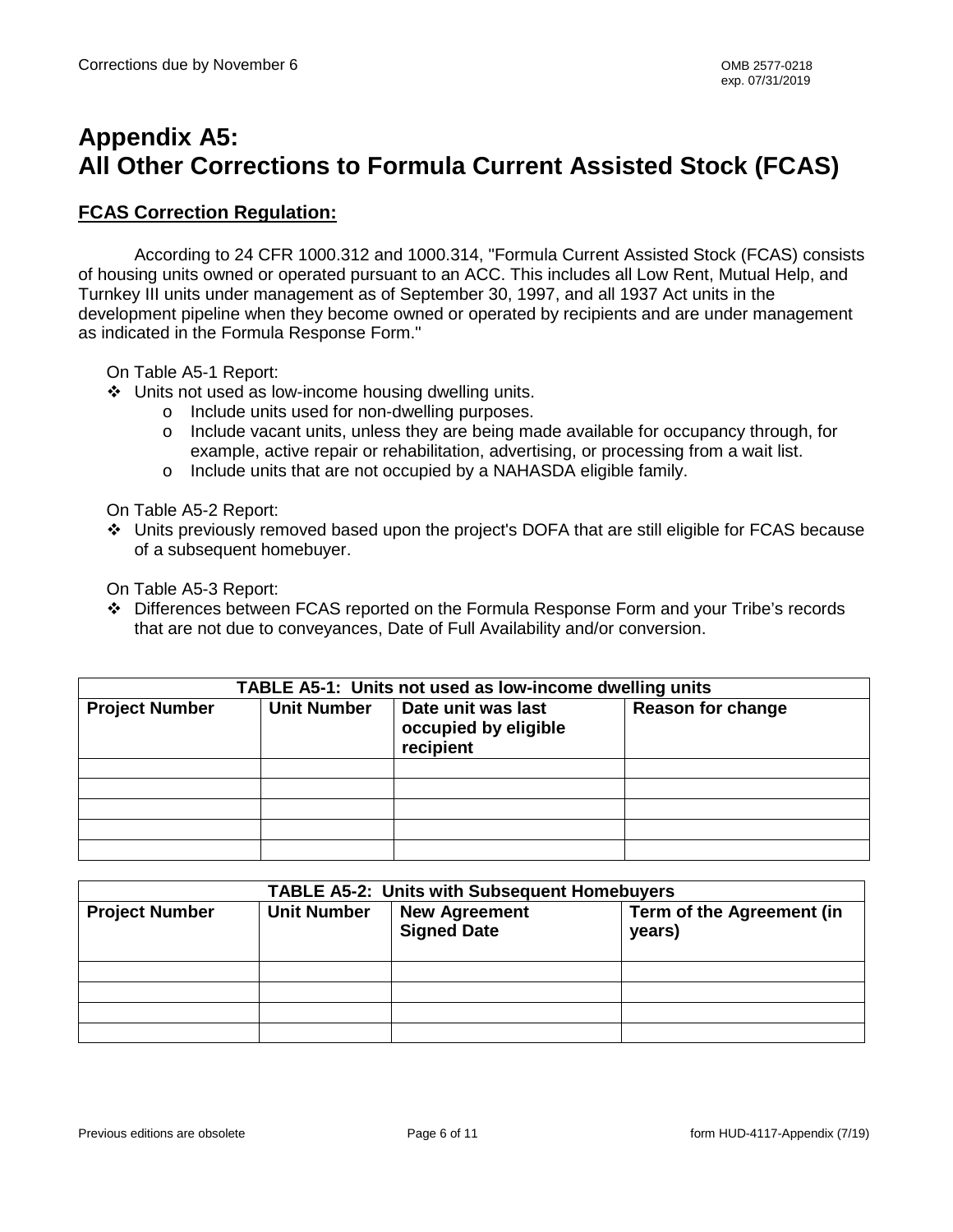# Appendix A5: All Other Corrections to Formula Current Assisted Stock (FCAS)

## FCAS Correction Regulation:

According to 24 CFR 1000.312 and 1000.314, "Formula Current Assisted Stock (FCAS) consists of housing units owned or operated pursuant to an ACC. This includes all Low Rent, Mutual Help, and Turnkey III units under management as of September 30, 1997, and all 1937 Act units in the development pipeline when they become owned or operated by recipients and are under management as indicated in the Formula Response Form."

On Table A5-1 Report:

- Units not used as low-income housing dwelling units.
  - Include units used for non-dwelling purposes.
  - Include vacant units, unless they are being made available for occupancy through, for example, active repair or rehabilitation, advertising, or processing from a wait list.
  - Include units that are not occupied by a NAHASDA eligible family.

On Table A5-2 Report:

- Units previously removed based upon the project's DOFA that are still eligible for FCAS because of a subsequent homebuyer.

On Table A5-3 Report:

- Differences between FCAS reported on the Formula Response Form and your Tribe's records that are not due to conveyances, Date of Full Availability and/or conversion.

| TABLE A5-1: Units not used as low-income dwelling units | | | |
|---|---|---|---|
| **Project Number** | **Unit Number** | **Date unit was last occupied by eligible recipient** | **Reason for change** |
| | | | |
| | | | |
| | | | |
| | | | |
| | | | |

| TABLE A5-2: Units with Subsequent Homebuyers | | | |
|---|---|---|---|
| **Project Number** | **Unit Number** | **New Agreement Signed Date** | **Term of the Agreement (in years)** |
| | | | |
| | | | |
| | | | |
| | | | |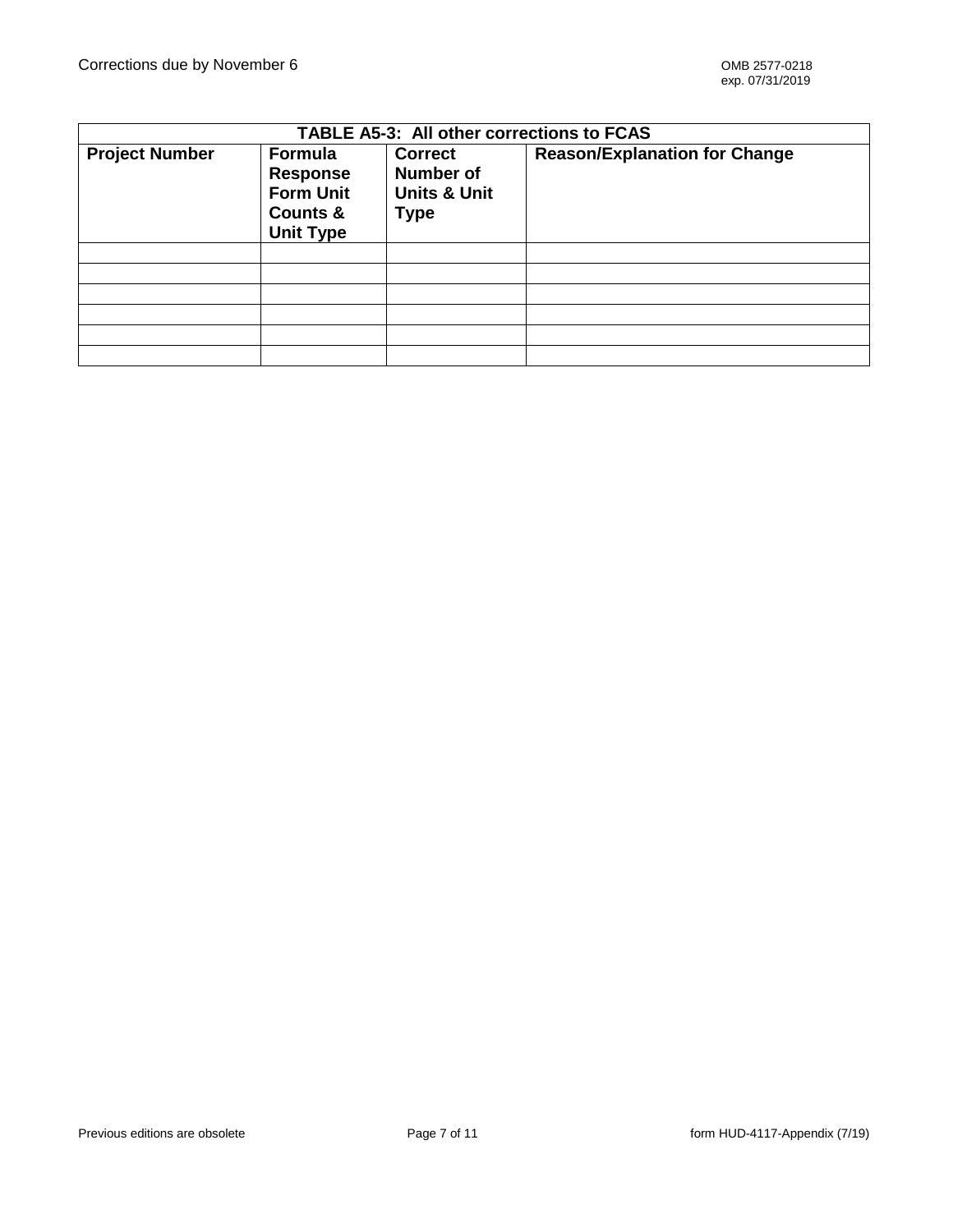| TABLE A5-3: All other corrections to FCAS | | | |
|---|---|---|---|
| **Project Number** | **Formula Response Form Unit Counts & Unit Type** | **Correct Number of Units & Unit Type** | **Reason/Explanation for Change** |
| | | | |
| | | | |
| | | | |
| | | | |
| | | | |
| | | | |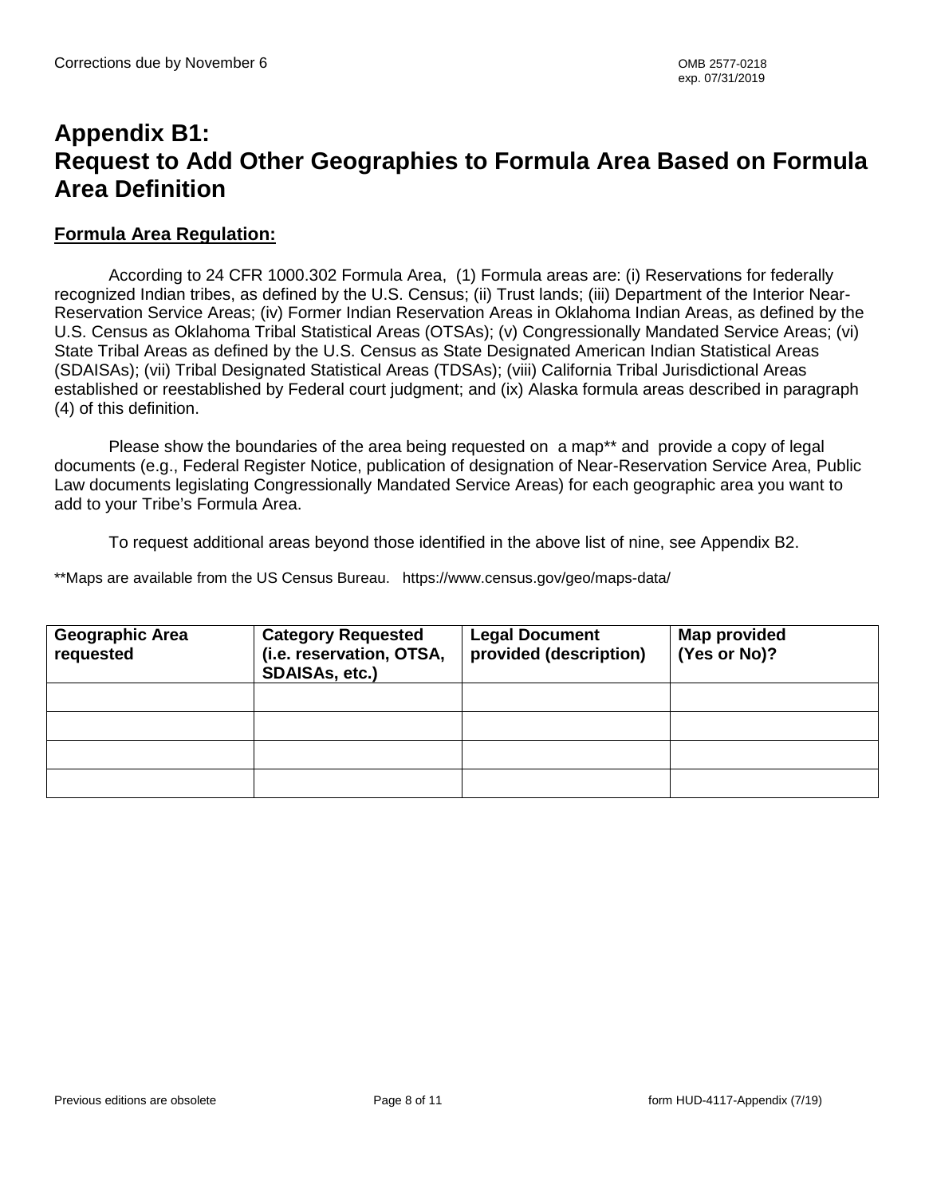# Appendix B1: Request to Add Other Geographies to Formula Area Based on Formula Area Definition

**Formula Area Regulation:**

According to 24 CFR 1000.302 Formula Area, (1) Formula areas are: (i) Reservations for federally recognized Indian tribes, as defined by the U.S. Census; (ii) Trust lands; (iii) Department of the Interior Near-Reservation Service Areas; (iv) Former Indian Reservation Areas in Oklahoma Indian Areas, as defined by the U.S. Census as Oklahoma Tribal Statistical Areas (OTSAs); (v) Congressionally Mandated Service Areas; (vi) State Tribal Areas as defined by the U.S. Census as State Designated American Indian Statistical Areas (SDAISAs); (vii) Tribal Designated Statistical Areas (TDSAs); (viii) California Tribal Jurisdictional Areas established or reestablished by Federal court judgment; and (ix) Alaska formula areas described in paragraph (4) of this definition.

Please show the boundaries of the area being requested on a map** and provide a copy of legal documents (e.g., Federal Register Notice, publication of designation of Near-Reservation Service Area, Public Law documents legislating Congressionally Mandated Service Areas) for each geographic area you want to add to your Tribe's Formula Area.

To request additional areas beyond those identified in the above list of nine, see Appendix B2.

**Maps are available from the US Census Bureau. https://www.census.gov/geo/maps-data/

| Geographic Area requested | Category Requested (i.e. reservation, OTSA, SDAISAs, etc.) | Legal Document provided (description) | Map provided (Yes or No)? |
|---|---|---|---|
| | | | |
| | | | |
| | | | |
| | | | |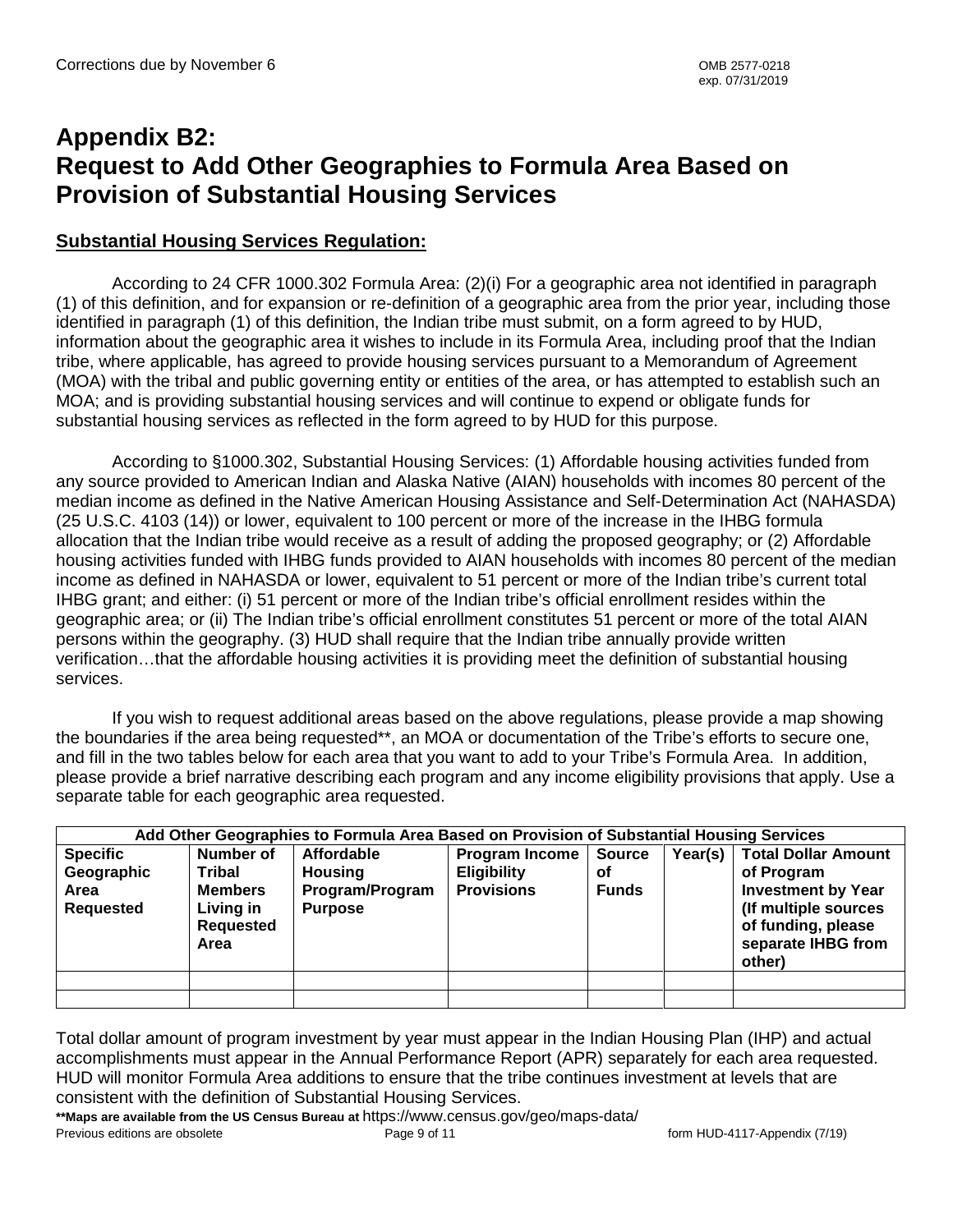# Appendix B2: Request to Add Other Geographies to Formula Area Based on Provision of Substantial Housing Services

## Substantial Housing Services Regulation:

According to 24 CFR 1000.302 Formula Area: (2)(i) For a geographic area not identified in paragraph (1) of this definition, and for expansion or re-definition of a geographic area from the prior year, including those identified in paragraph (1) of this definition, the Indian tribe must submit, on a form agreed to by HUD, information about the geographic area it wishes to include in its Formula Area, including proof that the Indian tribe, where applicable, has agreed to provide housing services pursuant to a Memorandum of Agreement (MOA) with the tribal and public governing entity or entities of the area, or has attempted to establish such an MOA; and is providing substantial housing services and will continue to expend or obligate funds for substantial housing services as reflected in the form agreed to by HUD for this purpose.

According to §1000.302, Substantial Housing Services: (1) Affordable housing activities funded from any source provided to American Indian and Alaska Native (AIAN) households with incomes 80 percent of the median income as defined in the Native American Housing Assistance and Self-Determination Act (NAHASDA) (25 U.S.C. 4103 (14)) or lower, equivalent to 100 percent or more of the increase in the IHBG formula allocation that the Indian tribe would receive as a result of adding the proposed geography; or (2) Affordable housing activities funded with IHBG funds provided to AIAN households with incomes 80 percent of the median income as defined in NAHASDA or lower, equivalent to 51 percent or more of the Indian tribe's current total IHBG grant; and either: (i) 51 percent or more of the Indian tribe's official enrollment resides within the geographic area; or (ii) The Indian tribe's official enrollment constitutes 51 percent or more of the total AIAN persons within the geography. (3) HUD shall require that the Indian tribe annually provide written verification…that the affordable housing activities it is providing meet the definition of substantial housing services.

If you wish to request additional areas based on the above regulations, please provide a map showing the boundaries if the area being requested**, an MOA or documentation of the Tribe's efforts to secure one, and fill in the two tables below for each area that you want to add to your Tribe's Formula Area. In addition, please provide a brief narrative describing each program and any income eligibility provisions that apply. Use a separate table for each geographic area requested.

| Add Other Geographies to Formula Area Based on Provision of Substantial Housing Services | | | | | | |
|---|---|---|---|---|---|---|
| **Specific Geographic Area Requested** | **Number of Tribal Members Living in Requested Area** | **Affordable Housing Program/Program Purpose** | **Program Income Eligibility Provisions** | **Source of Funds** | **Year(s)** | **Total Dollar Amount of Program Investment by Year (If multiple sources of funding, please separate IHBG from other)** |
| | | | | | | |
| | | | | | | |

Total dollar amount of program investment by year must appear in the Indian Housing Plan (IHP) and actual accomplishments must appear in the Annual Performance Report (APR) separately for each area requested. HUD will monitor Formula Area additions to ensure that the tribe continues investment at levels that are consistent with the definition of Substantial Housing Services.

****Maps are available from the US Census Bureau at** https://www.census.gov/geo/maps-data/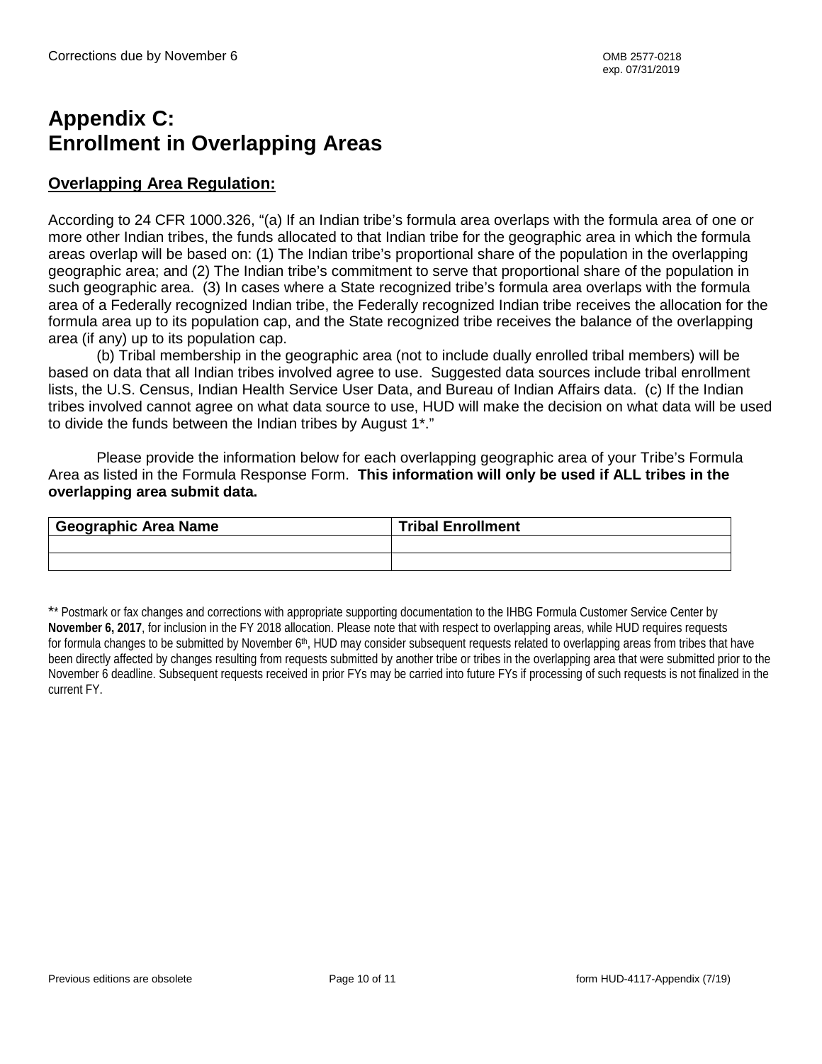# Appendix C: Enrollment in Overlapping Areas

**Overlapping Area Regulation:**

According to 24 CFR 1000.326, “(a) If an Indian tribe’s formula area overlaps with the formula area of one or more other Indian tribes, the funds allocated to that Indian tribe for the geographic area in which the formula areas overlap will be based on: (1) The Indian tribe’s proportional share of the population in the overlapping geographic area; and (2) The Indian tribe’s commitment to serve that proportional share of the population in such geographic area. (3) In cases where a State recognized tribe’s formula area overlaps with the formula area of a Federally recognized Indian tribe, the Federally recognized Indian tribe receives the allocation for the formula area up to its population cap, and the State recognized tribe receives the balance of the overlapping area (if any) up to its population cap.

(b) Tribal membership in the geographic area (not to include dually enrolled tribal members) will be based on data that all Indian tribes involved agree to use. Suggested data sources include tribal enrollment lists, the U.S. Census, Indian Health Service User Data, and Bureau of Indian Affairs data. (c) If the Indian tribes involved cannot agree on what data source to use, HUD will make the decision on what data will be used to divide the funds between the Indian tribes by August 1*.”

Please provide the information below for each overlapping geographic area of your Tribe’s Formula Area as listed in the Formula Response Form. **This information will only be used if ALL tribes in the overlapping area submit data.**

| Geographic Area Name | Tribal Enrollment |
|---|---|
| | |
| | |

** Postmark or fax changes and corrections with appropriate supporting documentation to the IHBG Formula Customer Service Center by **November 6, 2017**, for inclusion in the FY 2018 allocation. Please note that with respect to overlapping areas, while HUD requires requests for formula changes to be submitted by November 6th, HUD may consider subsequent requests related to overlapping areas from tribes that have been directly affected by changes resulting from requests submitted by another tribe or tribes in the overlapping area that were submitted prior to the November 6 deadline. Subsequent requests received in prior FYs may be carried into future FYs if processing of such requests is not finalized in the current FY.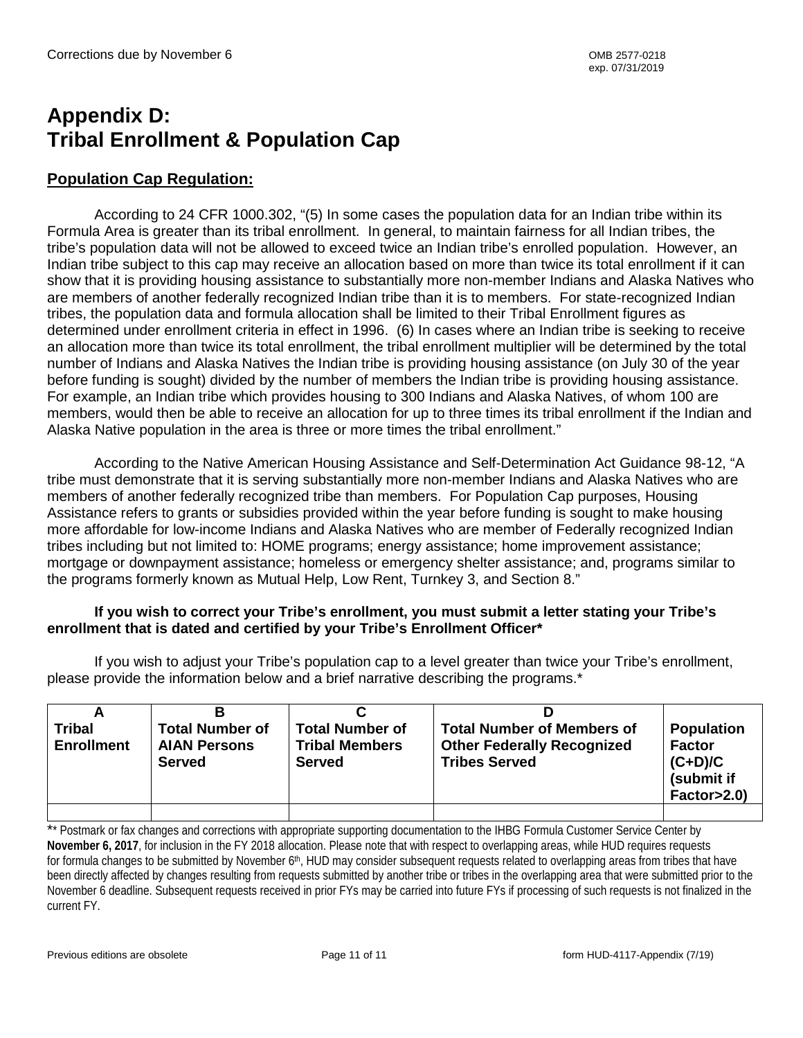# Appendix D: Tribal Enrollment & Population Cap

## Population Cap Regulation:

According to 24 CFR 1000.302, "(5) In some cases the population data for an Indian tribe within its Formula Area is greater than its tribal enrollment. In general, to maintain fairness for all Indian tribes, the tribe's population data will not be allowed to exceed twice an Indian tribe's enrolled population. However, an Indian tribe subject to this cap may receive an allocation based on more than twice its total enrollment if it can show that it is providing housing assistance to substantially more non-member Indians and Alaska Natives who are members of another federally recognized Indian tribe than it is to members. For state-recognized Indian tribes, the population data and formula allocation shall be limited to their Tribal Enrollment figures as determined under enrollment criteria in effect in 1996. (6) In cases where an Indian tribe is seeking to receive an allocation more than twice its total enrollment, the tribal enrollment multiplier will be determined by the total number of Indians and Alaska Natives the Indian tribe is providing housing assistance (on July 30 of the year before funding is sought) divided by the number of members the Indian tribe is providing housing assistance. For example, an Indian tribe which provides housing to 300 Indians and Alaska Natives, of whom 100 are members, would then be able to receive an allocation for up to three times its tribal enrollment if the Indian and Alaska Native population in the area is three or more times the tribal enrollment."

According to the Native American Housing Assistance and Self-Determination Act Guidance 98-12, "A tribe must demonstrate that it is serving substantially more non-member Indians and Alaska Natives who are members of another federally recognized tribe than members. For Population Cap purposes, Housing Assistance refers to grants or subsidies provided within the year before funding is sought to make housing more affordable for low-income Indians and Alaska Natives who are member of Federally recognized Indian tribes including but not limited to: HOME programs; energy assistance; home improvement assistance; mortgage or downpayment assistance; homeless or emergency shelter assistance; and, programs similar to the programs formerly known as Mutual Help, Low Rent, Turnkey 3, and Section 8."

**If you wish to correct your Tribe's enrollment, you must submit a letter stating your Tribe's enrollment that is dated and certified by your Tribe's Enrollment Officer***

If you wish to adjust your Tribe's population cap to a level greater than twice your Tribe's enrollment, please provide the information below and a brief narrative describing the programs.*

| A<br>Tribal Enrollment | B<br>Total Number of AIAN Persons Served | C<br>Total Number of Tribal Members Served | D<br>Total Number of Members of Other Federally Recognized Tribes Served | Population Factor (C+D)/C (submit if Factor>2.0) |
|---|---|---|---|---|
| | | | | |

** Postmark or fax changes and corrections with appropriate supporting documentation to the IHBG Formula Customer Service Center by **November 6, 2017**, for inclusion in the FY 2018 allocation. Please note that with respect to overlapping areas, while HUD requires requests for formula changes to be submitted by November 6th, HUD may consider subsequent requests related to overlapping areas from tribes that have been directly affected by changes resulting from requests submitted by another tribe or tribes in the overlapping area that were submitted prior to the November 6 deadline. Subsequent requests received in prior FYs may be carried into future FYs if processing of such requests is not finalized in the current FY.